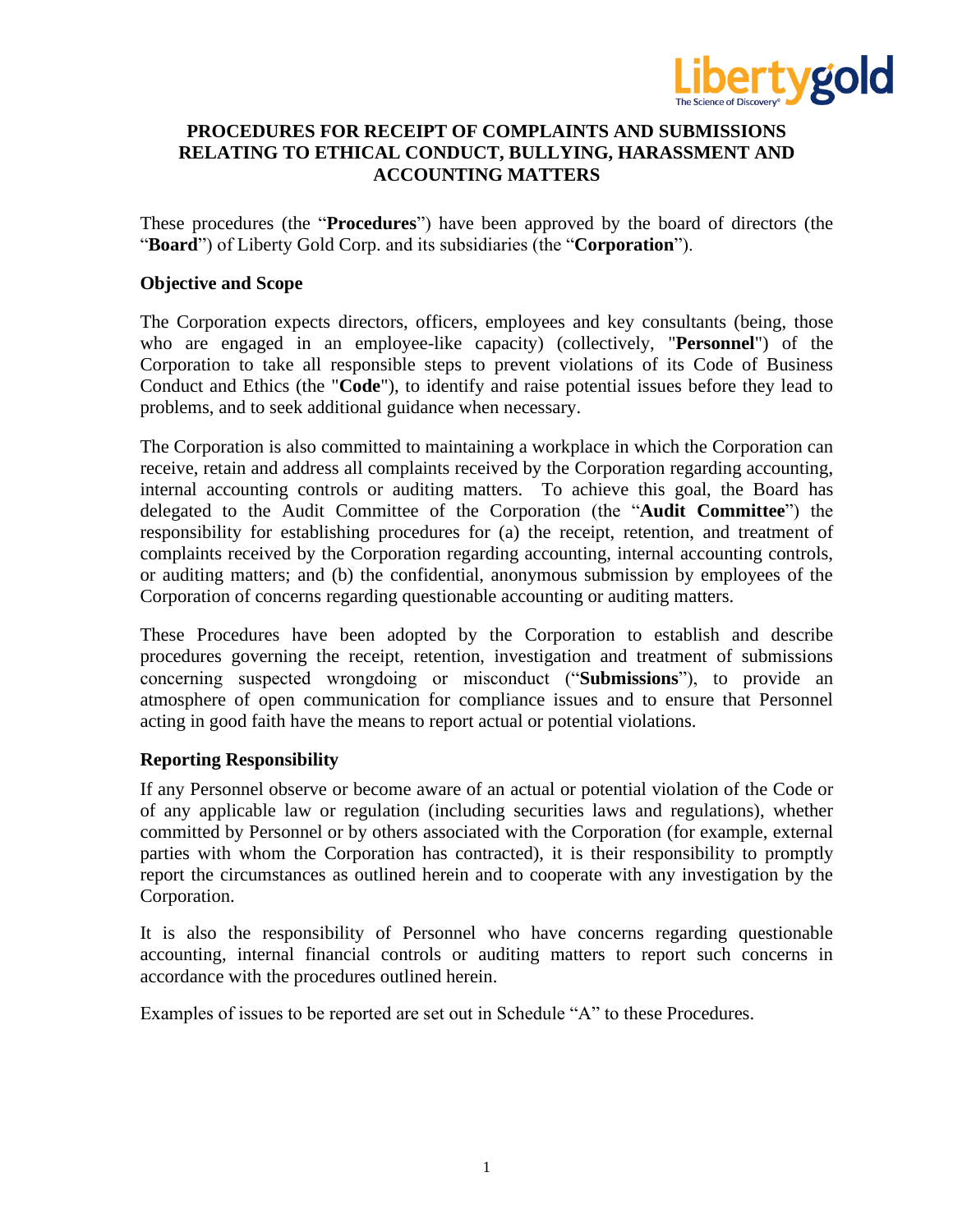# PROCEDURES FOR RECEIPT OF COMPLAINTS AND SUBMISSIONS RELATING TO ETHICAL CONDUCT, BULLYING, HARASSMENT AND ACCOUNTING MATTERS

These procedures (the "**Procedures**") have been approved by the board of directors (the "**Board**") of Liberty Gold Corp. and its subsidiaries (the "**Corporation**").

## Objective and Scope

The Corporation expects directors, officers, employees and key consultants (being, those who are engaged in an employee-like capacity) (collectively, "**Personnel**") of the Corporation to take all responsible steps to prevent violations of its Code of Business Conduct and Ethics (the "**Code**"), to identify and raise potential issues before they lead to problems, and to seek additional guidance when necessary.

The Corporation is also committed to maintaining a workplace in which the Corporation can receive, retain and address all complaints received by the Corporation regarding accounting, internal accounting controls or auditing matters. To achieve this goal, the Board has delegated to the Audit Committee of the Corporation (the "**Audit Committee**") the responsibility for establishing procedures for (a) the receipt, retention, and treatment of complaints received by the Corporation regarding accounting, internal accounting controls, or auditing matters; and (b) the confidential, anonymous submission by employees of the Corporation of concerns regarding questionable accounting or auditing matters.

These Procedures have been adopted by the Corporation to establish and describe procedures governing the receipt, retention, investigation and treatment of submissions concerning suspected wrongdoing or misconduct ("**Submissions**"), to provide an atmosphere of open communication for compliance issues and to ensure that Personnel acting in good faith have the means to report actual or potential violations.

## Reporting Responsibility

If any Personnel observe or become aware of an actual or potential violation of the Code or of any applicable law or regulation (including securities laws and regulations), whether committed by Personnel or by others associated with the Corporation (for example, external parties with whom the Corporation has contracted), it is their responsibility to promptly report the circumstances as outlined herein and to cooperate with any investigation by the Corporation.

It is also the responsibility of Personnel who have concerns regarding questionable accounting, internal financial controls or auditing matters to report such concerns in accordance with the procedures outlined herein.

Examples of issues to be reported are set out in Schedule "A" to these Procedures.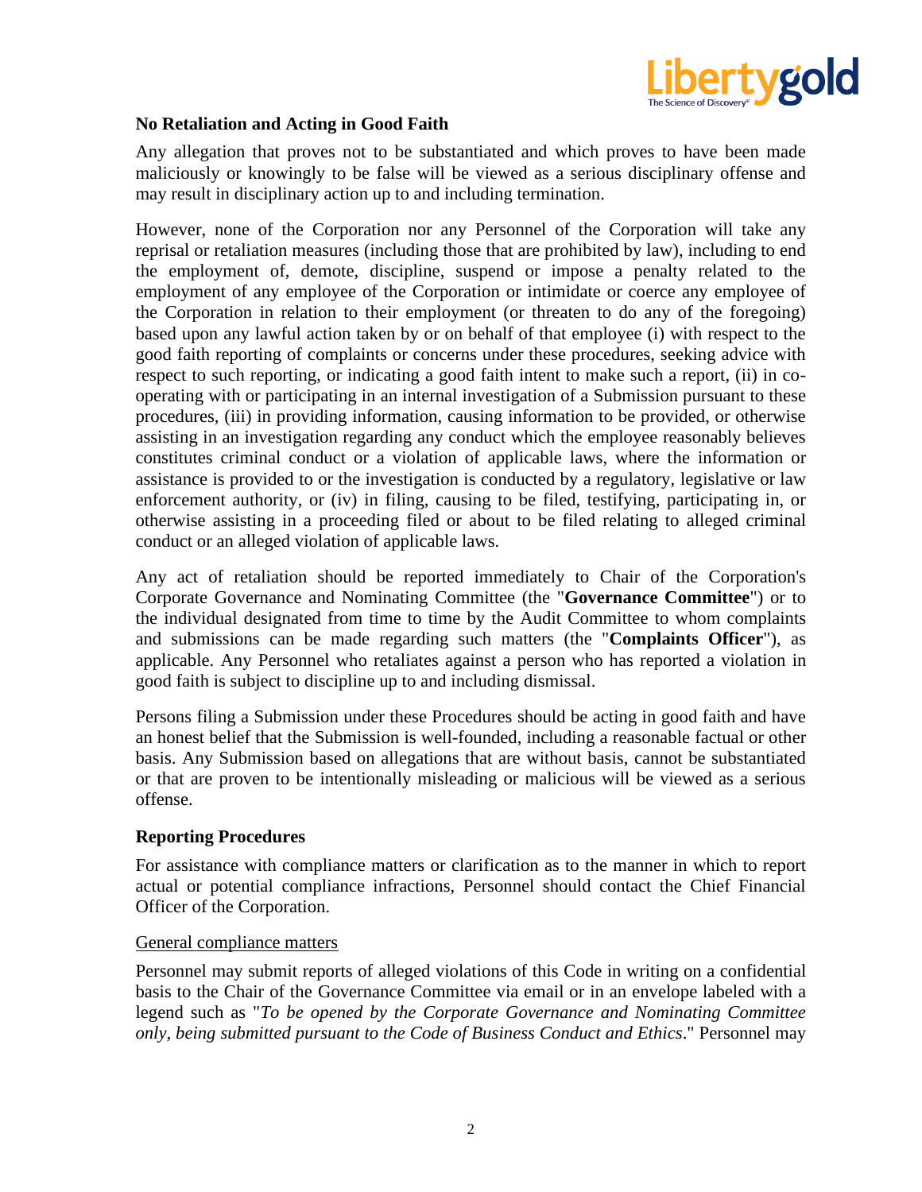**No Retaliation and Acting in Good Faith**

Any allegation that proves not to be substantiated and which proves to have been made maliciously or knowingly to be false will be viewed as a serious disciplinary offense and may result in disciplinary action up to and including termination.

However, none of the Corporation nor any Personnel of the Corporation will take any reprisal or retaliation measures (including those that are prohibited by law), including to end the employment of, demote, discipline, suspend or impose a penalty related to the employment of any employee of the Corporation or intimidate or coerce any employee of the Corporation in relation to their employment (or threaten to do any of the foregoing) based upon any lawful action taken by or on behalf of that employee (i) with respect to the good faith reporting of complaints or concerns under these procedures, seeking advice with respect to such reporting, or indicating a good faith intent to make such a report, (ii) in co-operating with or participating in an internal investigation of a Submission pursuant to these procedures, (iii) in providing information, causing information to be provided, or otherwise assisting in an investigation regarding any conduct which the employee reasonably believes constitutes criminal conduct or a violation of applicable laws, where the information or assistance is provided to or the investigation is conducted by a regulatory, legislative or law enforcement authority, or (iv) in filing, causing to be filed, testifying, participating in, or otherwise assisting in a proceeding filed or about to be filed relating to alleged criminal conduct or an alleged violation of applicable laws.

Any act of retaliation should be reported immediately to Chair of the Corporation's Corporate Governance and Nominating Committee (the "**Governance Committee**") or to the individual designated from time to time by the Audit Committee to whom complaints and submissions can be made regarding such matters (the "**Complaints Officer**"), as applicable. Any Personnel who retaliates against a person who has reported a violation in good faith is subject to discipline up to and including dismissal.

Persons filing a Submission under these Procedures should be acting in good faith and have an honest belief that the Submission is well-founded, including a reasonable factual or other basis. Any Submission based on allegations that are without basis, cannot be substantiated or that are proven to be intentionally misleading or malicious will be viewed as a serious offense.

**Reporting Procedures**

For assistance with compliance matters or clarification as to the manner in which to report actual or potential compliance infractions, Personnel should contact the Chief Financial Officer of the Corporation.

General compliance matters

Personnel may submit reports of alleged violations of this Code in writing on a confidential basis to the Chair of the Governance Committee via email or in an envelope labeled with a legend such as "*To be opened by the Corporate Governance and Nominating Committee only, being submitted pursuant to the Code of Business Conduct and Ethics*." Personnel may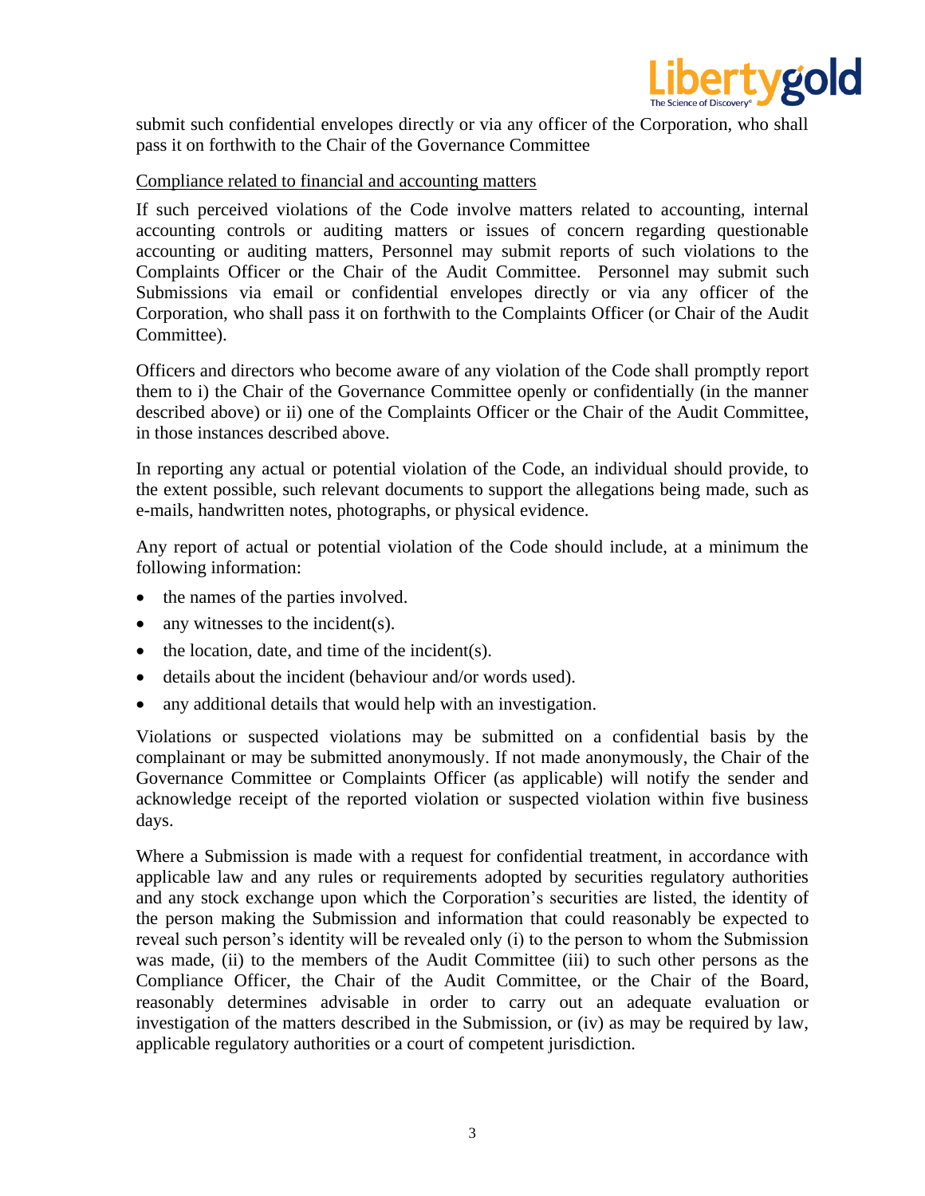submit such confidential envelopes directly or via any officer of the Corporation, who shall pass it on forthwith to the Chair of the Governance Committee

Compliance related to financial and accounting matters

If such perceived violations of the Code involve matters related to accounting, internal accounting controls or auditing matters or issues of concern regarding questionable accounting or auditing matters, Personnel may submit reports of such violations to the Complaints Officer or the Chair of the Audit Committee. Personnel may submit such Submissions via email or confidential envelopes directly or via any officer of the Corporation, who shall pass it on forthwith to the Complaints Officer (or Chair of the Audit Committee).

Officers and directors who become aware of any violation of the Code shall promptly report them to i) the Chair of the Governance Committee openly or confidentially (in the manner described above) or ii) one of the Complaints Officer or the Chair of the Audit Committee, in those instances described above.

In reporting any actual or potential violation of the Code, an individual should provide, to the extent possible, such relevant documents to support the allegations being made, such as e-mails, handwritten notes, photographs, or physical evidence.

Any report of actual or potential violation of the Code should include, at a minimum the following information:

- the names of the parties involved.
- any witnesses to the incident(s).
- the location, date, and time of the incident(s).
- details about the incident (behaviour and/or words used).
- any additional details that would help with an investigation.

Violations or suspected violations may be submitted on a confidential basis by the complainant or may be submitted anonymously. If not made anonymously, the Chair of the Governance Committee or Complaints Officer (as applicable) will notify the sender and acknowledge receipt of the reported violation or suspected violation within five business days.

Where a Submission is made with a request for confidential treatment, in accordance with applicable law and any rules or requirements adopted by securities regulatory authorities and any stock exchange upon which the Corporation's securities are listed, the identity of the person making the Submission and information that could reasonably be expected to reveal such person's identity will be revealed only (i) to the person to whom the Submission was made, (ii) to the members of the Audit Committee (iii) to such other persons as the Compliance Officer, the Chair of the Audit Committee, or the Chair of the Board, reasonably determines advisable in order to carry out an adequate evaluation or investigation of the matters described in the Submission, or (iv) as may be required by law, applicable regulatory authorities or a court of competent jurisdiction.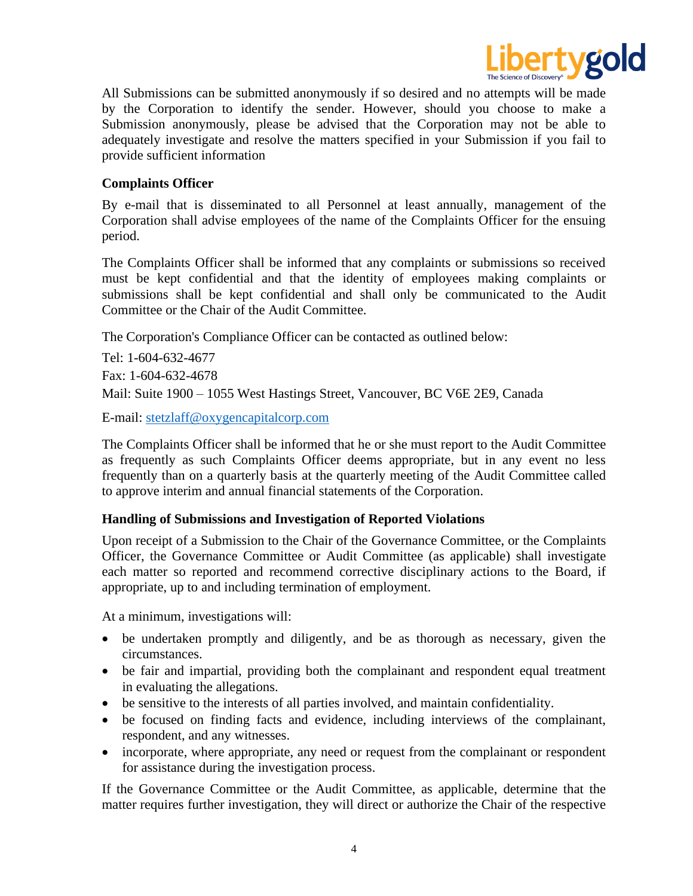All Submissions can be submitted anonymously if so desired and no attempts will be made by the Corporation to identify the sender. However, should you choose to make a Submission anonymously, please be advised that the Corporation may not be able to adequately investigate and resolve the matters specified in your Submission if you fail to provide sufficient information

**Complaints Officer**

By e-mail that is disseminated to all Personnel at least annually, management of the Corporation shall advise employees of the name of the Complaints Officer for the ensuing period.

The Complaints Officer shall be informed that any complaints or submissions so received must be kept confidential and that the identity of employees making complaints or submissions shall be kept confidential and shall only be communicated to the Audit Committee or the Chair of the Audit Committee.

The Corporation's Compliance Officer can be contacted as outlined below:

Tel: 1-604-632-4677

Fax: 1-604-632-4678

Mail: Suite 1900 – 1055 West Hastings Street, Vancouver, BC V6E 2E9, Canada

E-mail: stetzlaff@oxygencapitalcorp.com

The Complaints Officer shall be informed that he or she must report to the Audit Committee as frequently as such Complaints Officer deems appropriate, but in any event no less frequently than on a quarterly basis at the quarterly meeting of the Audit Committee called to approve interim and annual financial statements of the Corporation.

**Handling of Submissions and Investigation of Reported Violations**

Upon receipt of a Submission to the Chair of the Governance Committee, or the Complaints Officer, the Governance Committee or Audit Committee (as applicable) shall investigate each matter so reported and recommend corrective disciplinary actions to the Board, if appropriate, up to and including termination of employment.

At a minimum, investigations will:

- be undertaken promptly and diligently, and be as thorough as necessary, given the circumstances.
- be fair and impartial, providing both the complainant and respondent equal treatment in evaluating the allegations.
- be sensitive to the interests of all parties involved, and maintain confidentiality.
- be focused on finding facts and evidence, including interviews of the complainant, respondent, and any witnesses.
- incorporate, where appropriate, any need or request from the complainant or respondent for assistance during the investigation process.

If the Governance Committee or the Audit Committee, as applicable, determine that the matter requires further investigation, they will direct or authorize the Chair of the respective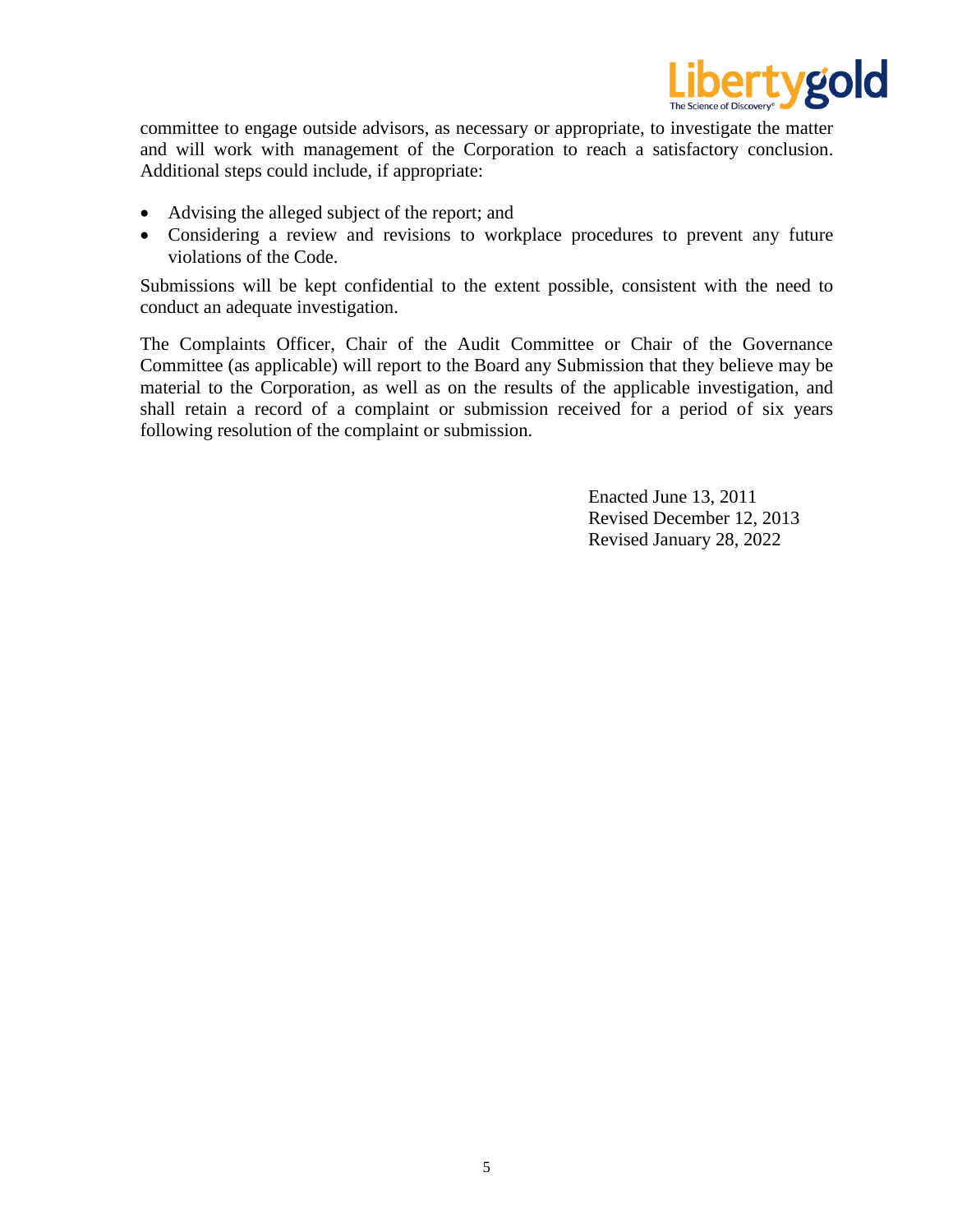committee to engage outside advisors, as necessary or appropriate, to investigate the matter and will work with management of the Corporation to reach a satisfactory conclusion. Additional steps could include, if appropriate:

- Advising the alleged subject of the report; and
- Considering a review and revisions to workplace procedures to prevent any future violations of the Code.

Submissions will be kept confidential to the extent possible, consistent with the need to conduct an adequate investigation.

The Complaints Officer, Chair of the Audit Committee or Chair of the Governance Committee (as applicable) will report to the Board any Submission that they believe may be material to the Corporation, as well as on the results of the applicable investigation, and shall retain a record of a complaint or submission received for a period of six years following resolution of the complaint or submission.

Enacted June 13, 2011
Revised December 12, 2013
Revised January 28, 2022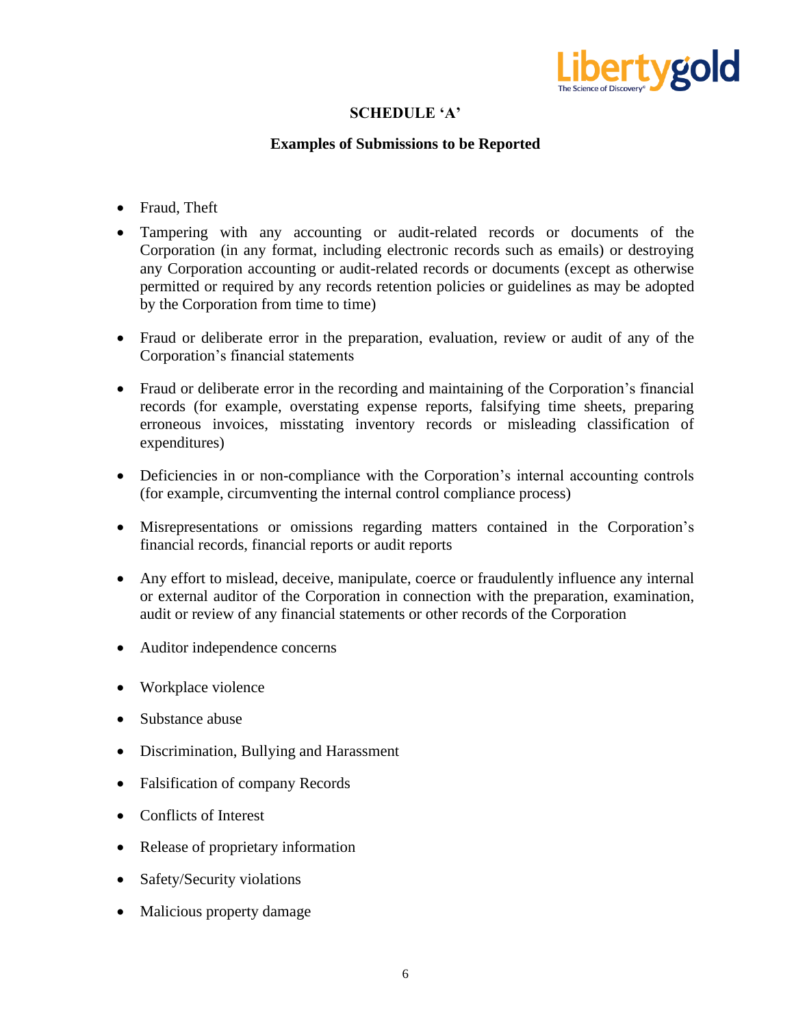## SCHEDULE 'A'

### Examples of Submissions to be Reported

- Fraud, Theft
- Tampering with any accounting or audit-related records or documents of the Corporation (in any format, including electronic records such as emails) or destroying any Corporation accounting or audit-related records or documents (except as otherwise permitted or required by any records retention policies or guidelines as may be adopted by the Corporation from time to time)
- Fraud or deliberate error in the preparation, evaluation, review or audit of any of the Corporation's financial statements
- Fraud or deliberate error in the recording and maintaining of the Corporation's financial records (for example, overstating expense reports, falsifying time sheets, preparing erroneous invoices, misstating inventory records or misleading classification of expenditures)
- Deficiencies in or non-compliance with the Corporation's internal accounting controls (for example, circumventing the internal control compliance process)
- Misrepresentations or omissions regarding matters contained in the Corporation's financial records, financial reports or audit reports
- Any effort to mislead, deceive, manipulate, coerce or fraudulently influence any internal or external auditor of the Corporation in connection with the preparation, examination, audit or review of any financial statements or other records of the Corporation
- Auditor independence concerns
- Workplace violence
- Substance abuse
- Discrimination, Bullying and Harassment
- Falsification of company Records
- Conflicts of Interest
- Release of proprietary information
- Safety/Security violations
- Malicious property damage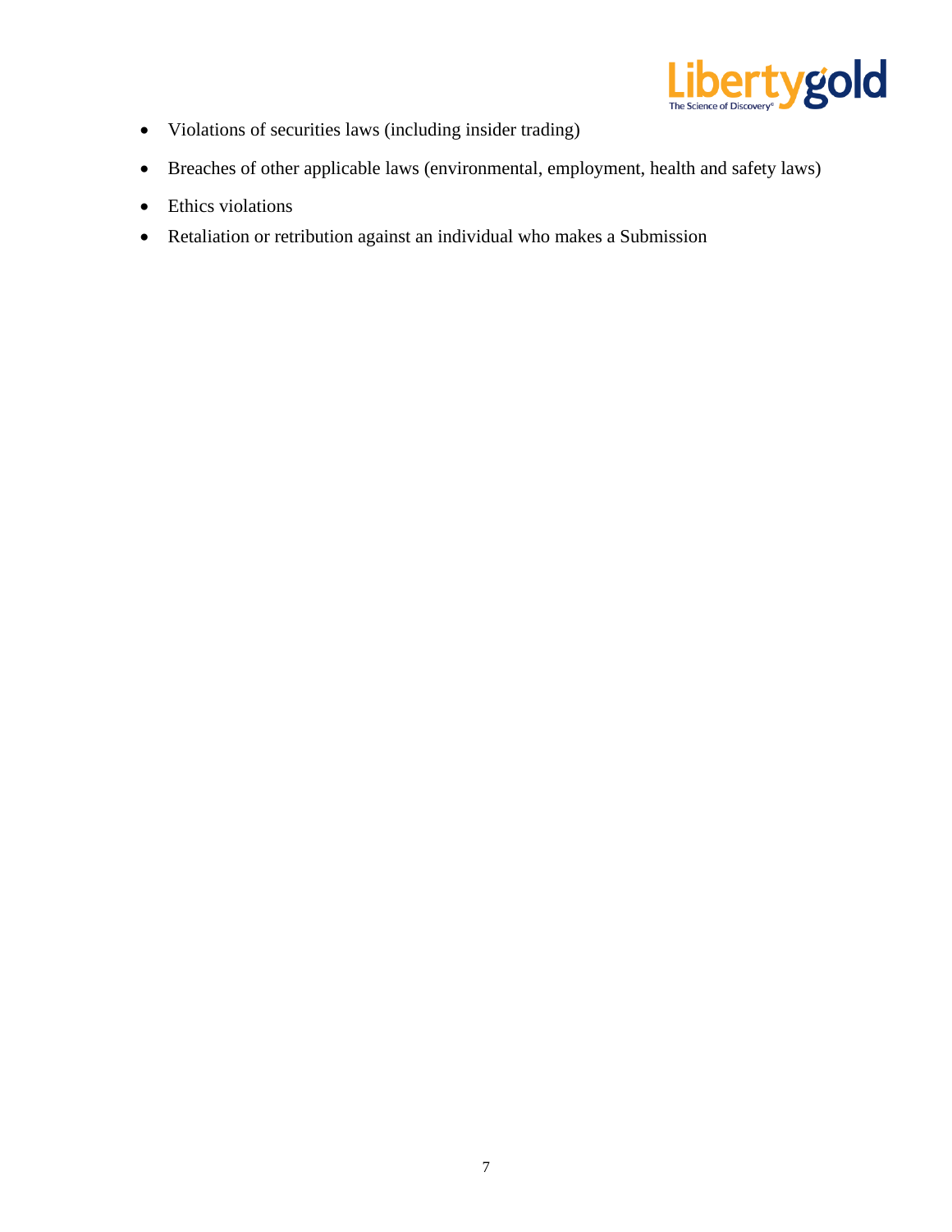- Violations of securities laws (including insider trading)
- Breaches of other applicable laws (environmental, employment, health and safety laws)
- Ethics violations
- Retaliation or retribution against an individual who makes a Submission